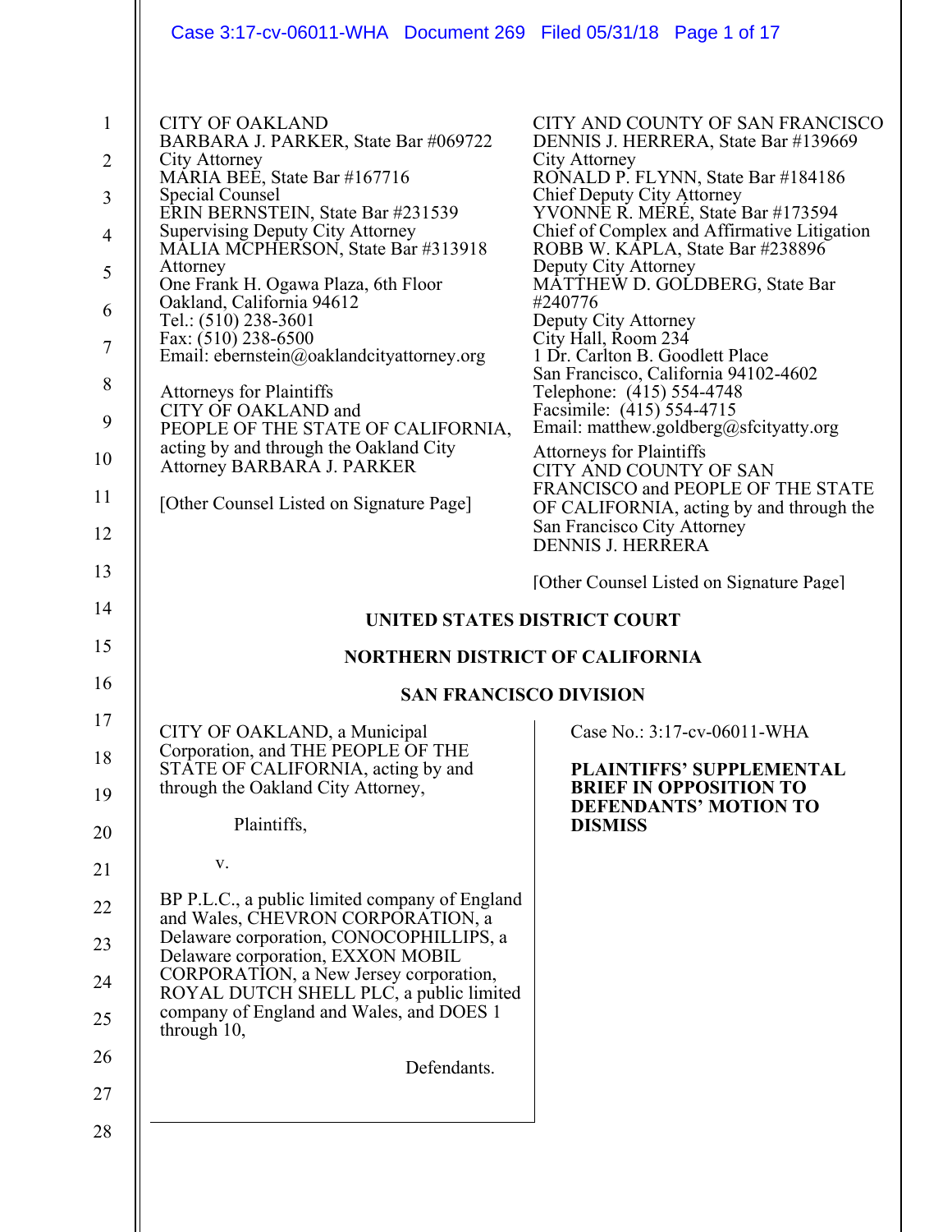CITY OF OAKLAND
BARBARA J. PARKER, State Bar #069722
City Attorney
MARIA BEE, State Bar #167716
Special Counsel
ERIN BERNSTEIN, State Bar #231539
Supervising Deputy City Attorney
MALIA MCPHERSON, State Bar #313918
Attorney
One Frank H. Ogawa Plaza, 6th Floor
Oakland, California 94612
Tel.: (510) 238-3601
Fax: (510) 238-6500
Email: ebernstein@oaklandcityattorney.org

Attorneys for Plaintiffs
CITY OF OAKLAND and
PEOPLE OF THE STATE OF CALIFORNIA, acting by and through the Oakland City Attorney BARBARA J. PARKER

[Other Counsel Listed on Signature Page]

CITY AND COUNTY OF SAN FRANCISCO
DENNIS J. HERRERA, State Bar #139669
City Attorney
RONALD P. FLYNN, State Bar #184186
Chief Deputy City Attorney
YVONNE R. MERÉ, State Bar #173594
Chief of Complex and Affirmative Litigation
ROBB W. KAPLA, State Bar #238896
Deputy City Attorney
MATTHEW D. GOLDBERG, State Bar #240776
Deputy City Attorney
City Hall, Room 234
1 Dr. Carlton B. Goodlett Place
San Francisco, California 94102-4602
Telephone: (415) 554-4748
Facsimile: (415) 554-4715
Email: matthew.goldberg@sfcityatty.org

Attorneys for Plaintiffs
CITY AND COUNTY OF SAN FRANCISCO and PEOPLE OF THE STATE OF CALIFORNIA, acting by and through the San Francisco City Attorney
DENNIS J. HERRERA

[Other Counsel Listed on Signature Page]

**UNITED STATES DISTRICT COURT**

**NORTHERN DISTRICT OF CALIFORNIA**

**SAN FRANCISCO DIVISION**

CITY OF OAKLAND, a Municipal Corporation, and THE PEOPLE OF THE STATE OF CALIFORNIA, acting by and through the Oakland City Attorney,

Plaintiffs,

v.

BP P.L.C., a public limited company of England and Wales, CHEVRON CORPORATION, a Delaware corporation, CONOCOPHILLIPS, a Delaware corporation, EXXON MOBIL CORPORATION, a New Jersey corporation, ROYAL DUTCH SHELL PLC, a public limited company of England and Wales, and DOES 1 through 10,

Defendants.

Case No.: 3:17-cv-06011-WHA

**PLAINTIFFS' SUPPLEMENTAL BRIEF IN OPPOSITION TO DEFENDANTS' MOTION TO DISMISS**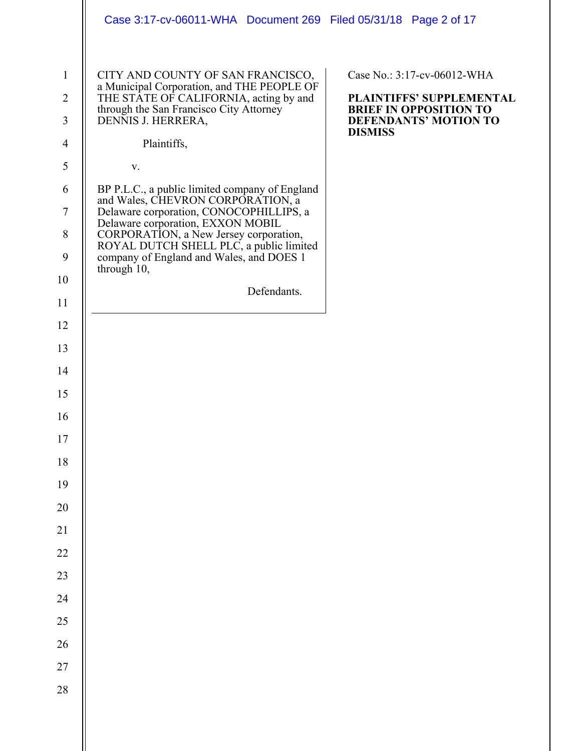CITY AND COUNTY OF SAN FRANCISCO, a Municipal Corporation, and THE PEOPLE OF THE STATE OF CALIFORNIA, acting by and through the San Francisco City Attorney DENNIS J. HERRERA,

Plaintiffs,

v.

BP P.L.C., a public limited company of England and Wales, CHEVRON CORPORATION, a Delaware corporation, CONOCOPHILLIPS, a Delaware corporation, EXXON MOBIL CORPORATION, a New Jersey corporation, ROYAL DUTCH SHELL PLC, a public limited company of England and Wales, and DOES 1 through 10,

Defendants.

Case No.: 3:17-cv-06012-WHA

**PLAINTIFFS' SUPPLEMENTAL BRIEF IN OPPOSITION TO DEFENDANTS' MOTION TO DISMISS**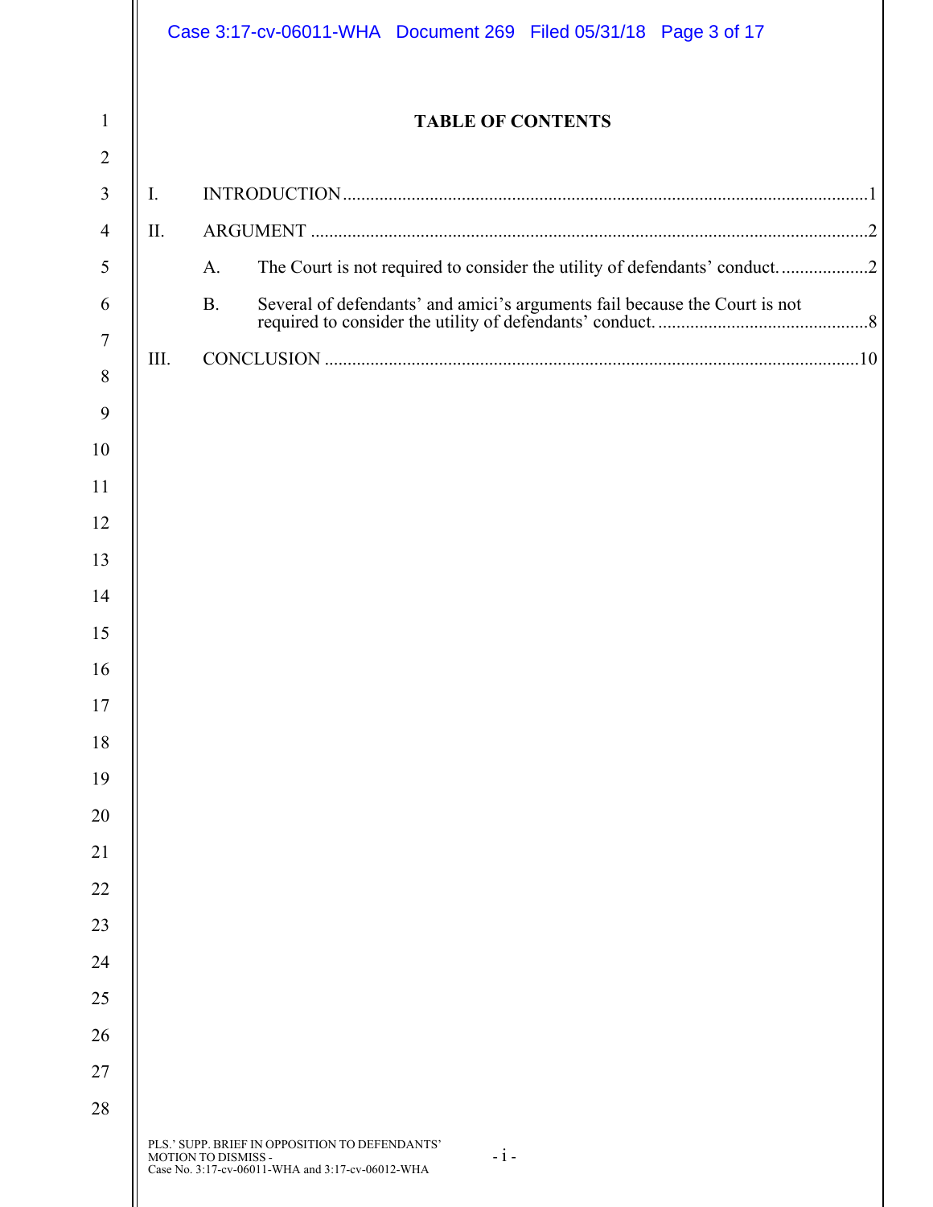# TABLE OF CONTENTS

I. INTRODUCTION .......... 1

II. ARGUMENT .......... 2

A. The Court is not required to consider the utility of defendants' conduct. .......... 2

B. Several of defendants' and amici's arguments fail because the Court is not required to consider the utility of defendants' conduct. .......... 8

III. CONCLUSION .......... 10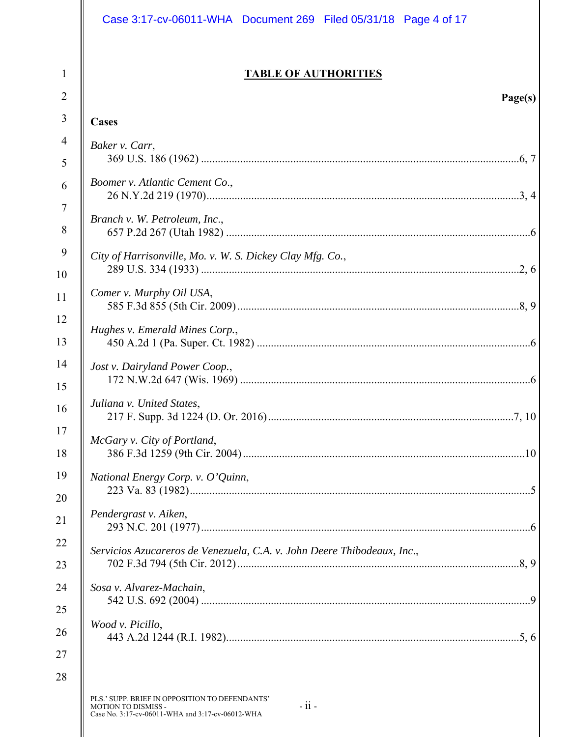# TABLE OF AUTHORITIES

**Page(s)**

**Cases**

*Baker v. Carr*,
369 U.S. 186 (1962) ....................................................6, 7

*Boomer v. Atlantic Cement Co.*,
26 N.Y.2d 219 (1970)....................................................3, 4

*Branch v. W. Petroleum, Inc.*,
657 P.2d 267 (Utah 1982) ....................................................6

*City of Harrisonville, Mo. v. W. S. Dickey Clay Mfg. Co.*,
289 U.S. 334 (1933) ....................................................2, 6

*Comer v. Murphy Oil USA*,
585 F.3d 855 (5th Cir. 2009)....................................................8, 9

*Hughes v. Emerald Mines Corp.*,
450 A.2d 1 (Pa. Super. Ct. 1982) ....................................................6

*Jost v. Dairyland Power Coop.*,
172 N.W.2d 647 (Wis. 1969) ....................................................6

*Juliana v. United States*,
217 F. Supp. 3d 1224 (D. Or. 2016)....................................................7, 10

*McGary v. City of Portland*,
386 F.3d 1259 (9th Cir. 2004)....................................................10

*National Energy Corp. v. O'Quinn*,
223 Va. 83 (1982)....................................................5

*Pendergrast v. Aiken*,
293 N.C. 201 (1977)....................................................6

*Servicios Azucareros de Venezuela, C.A. v. John Deere Thibodeaux, Inc.*,
702 F.3d 794 (5th Cir. 2012)....................................................8, 9

*Sosa v. Alvarez-Machain*,
542 U.S. 692 (2004) ....................................................9

*Wood v. Picillo*,
443 A.2d 1244 (R.I. 1982)....................................................5, 6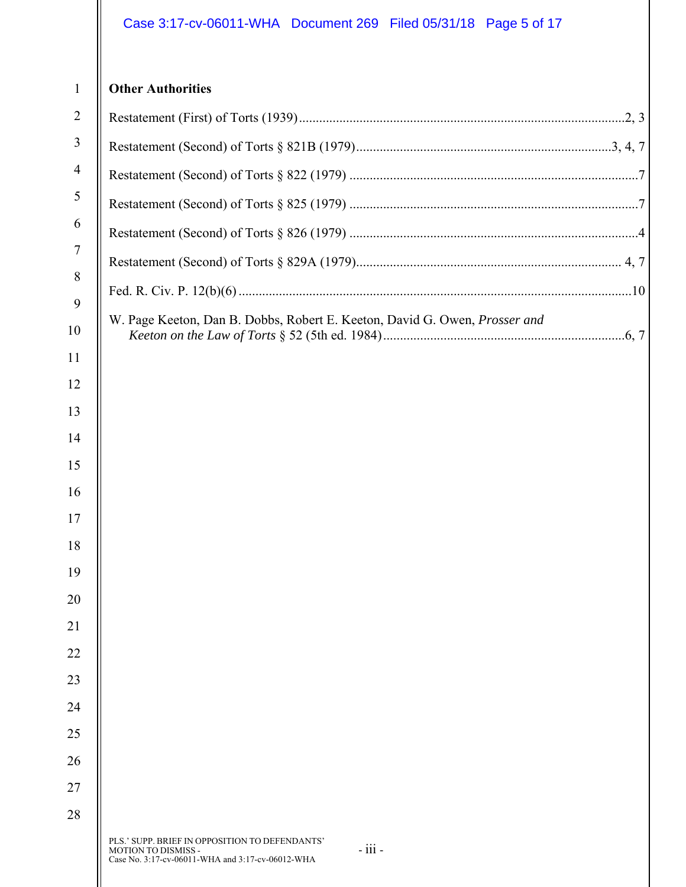**Other Authorities**

Restatement (First) of Torts (1939) ....................................................................................2, 3

Restatement (Second) of Torts § 821B (1979)............................................................................3, 4, 7

Restatement (Second) of Torts § 822 (1979) .....................................................................................7

Restatement (Second) of Torts § 825 (1979) .....................................................................................7

Restatement (Second) of Torts § 826 (1979) .....................................................................................4

Restatement (Second) of Torts § 829A (1979)............................................................................... 4, 7

Fed. R. Civ. P. 12(b)(6) ....................................................................................................................10

W. Page Keeton, Dan B. Dobbs, Robert E. Keeton, David G. Owen, *Prosser and Keeton on the Law of Torts* § 52 (5th ed. 1984)........................................................................6, 7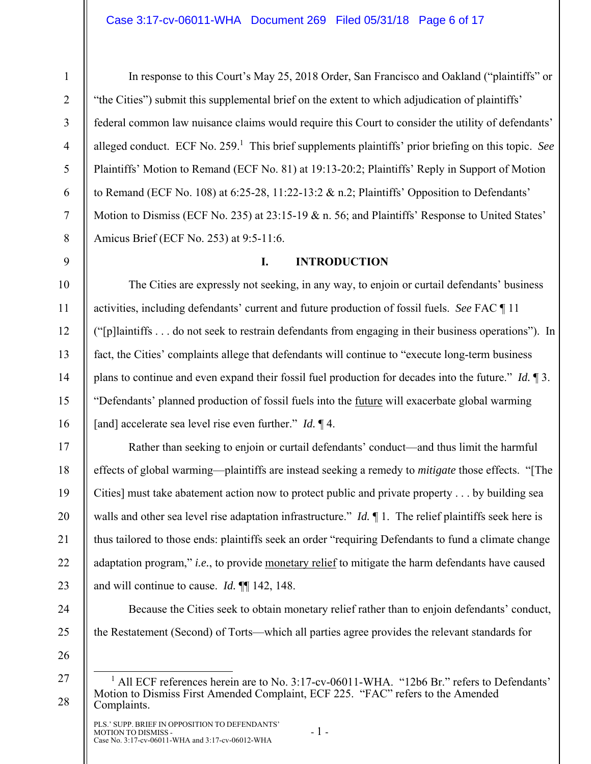In response to this Court's May 25, 2018 Order, San Francisco and Oakland ("plaintiffs" or "the Cities") submit this supplemental brief on the extent to which adjudication of plaintiffs' federal common law nuisance claims would require this Court to consider the utility of defendants' alleged conduct. ECF No. 259.[1] This brief supplements plaintiffs' prior briefing on this topic. *See* Plaintiffs' Motion to Remand (ECF No. 81) at 19:13-20:2; Plaintiffs' Reply in Support of Motion to Remand (ECF No. 108) at 6:25-28, 11:22-13:2 & n.2; Plaintiffs' Opposition to Defendants' Motion to Dismiss (ECF No. 235) at 23:15-19 & n. 56; and Plaintiffs' Response to United States' Amicus Brief (ECF No. 253) at 9:5-11:6.

## I. INTRODUCTION

The Cities are expressly not seeking, in any way, to enjoin or curtail defendants' business activities, including defendants' current and future production of fossil fuels. *See* FAC ¶ 11 ("[p]laintiffs . . . do not seek to restrain defendants from engaging in their business operations"). In fact, the Cities' complaints allege that defendants will continue to "execute long-term business plans to continue and even expand their fossil fuel production for decades into the future." *Id.* ¶ 3. "Defendants' planned production of fossil fuels into the future will exacerbate global warming [and] accelerate sea level rise even further." *Id.* ¶ 4.

Rather than seeking to enjoin or curtail defendants' conduct—and thus limit the harmful effects of global warming—plaintiffs are instead seeking a remedy to *mitigate* those effects. "[The Cities] must take abatement action now to protect public and private property . . . by building sea walls and other sea level rise adaptation infrastructure." *Id.* ¶ 1. The relief plaintiffs seek here is thus tailored to those ends: plaintiffs seek an order "requiring Defendants to fund a climate change adaptation program," ***i.e.***, to provide monetary relief to mitigate the harm defendants have caused and will continue to cause. *Id.* ¶¶ 142, 148.

Because the Cities seek to obtain monetary relief rather than to enjoin defendants' conduct, the Restatement (Second) of Torts—which all parties agree provides the relevant standards for

---

[1] All ECF references herein are to No. 3:17-cv-06011-WHA. "12b6 Br." refers to Defendants' Motion to Dismiss First Amended Complaint, ECF 225. "FAC" refers to the Amended Complaints.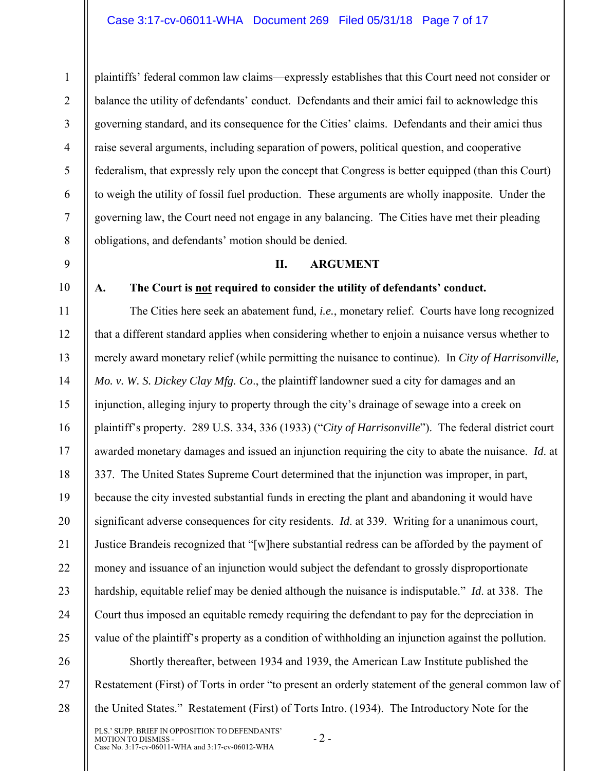plaintiffs' federal common law claims—expressly establishes that this Court need not consider or balance the utility of defendants' conduct. Defendants and their amici fail to acknowledge this governing standard, and its consequence for the Cities' claims. Defendants and their amici thus raise several arguments, including separation of powers, political question, and cooperative federalism, that expressly rely upon the concept that Congress is better equipped (than this Court) to weigh the utility of fossil fuel production. These arguments are wholly inapposite. Under the governing law, the Court need not engage in any balancing. The Cities have met their pleading obligations, and defendants' motion should be denied.

## II. ARGUMENT

### A. The Court is <u>not</u> required to consider the utility of defendants' conduct.

The Cities here seek an abatement fund, *i.e.*, monetary relief. Courts have long recognized that a different standard applies when considering whether to enjoin a nuisance versus whether to merely award monetary relief (while permitting the nuisance to continue). In *City of Harrisonville, Mo. v. W. S. Dickey Clay Mfg. Co*., the plaintiff landowner sued a city for damages and an injunction, alleging injury to property through the city's drainage of sewage into a creek on plaintiff's property. 289 U.S. 334, 336 (1933) ("*City of Harrisonville*"). The federal district court awarded monetary damages and issued an injunction requiring the city to abate the nuisance. *Id*. at 337. The United States Supreme Court determined that the injunction was improper, in part, because the city invested substantial funds in erecting the plant and abandoning it would have significant adverse consequences for city residents. *Id*. at 339. Writing for a unanimous court, Justice Brandeis recognized that "[w]here substantial redress can be afforded by the payment of money and issuance of an injunction would subject the defendant to grossly disproportionate hardship, equitable relief may be denied although the nuisance is indisputable." *Id*. at 338. The Court thus imposed an equitable remedy requiring the defendant to pay for the depreciation in value of the plaintiff's property as a condition of withholding an injunction against the pollution.

Shortly thereafter, between 1934 and 1939, the American Law Institute published the Restatement (First) of Torts in order "to present an orderly statement of the general common law of the United States." Restatement (First) of Torts Intro. (1934). The Introductory Note for the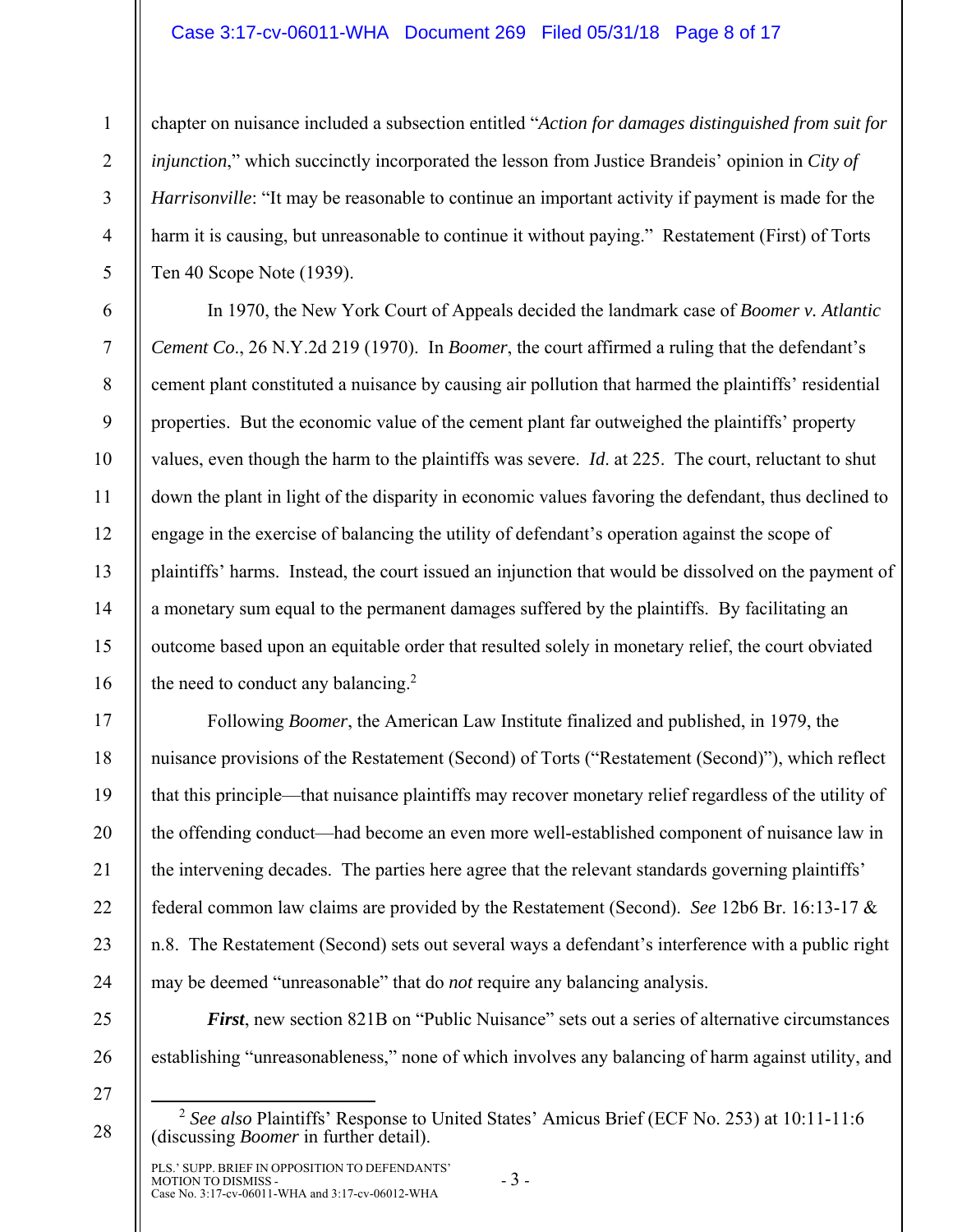chapter on nuisance included a subsection entitled "*Action for damages distinguished from suit for injunction*," which succinctly incorporated the lesson from Justice Brandeis' opinion in *City of Harrisonville*: "It may be reasonable to continue an important activity if payment is made for the harm it is causing, but unreasonable to continue it without paying." Restatement (First) of Torts Ten 40 Scope Note (1939).

In 1970, the New York Court of Appeals decided the landmark case of *Boomer v. Atlantic Cement Co*., 26 N.Y.2d 219 (1970). In *Boomer*, the court affirmed a ruling that the defendant's cement plant constituted a nuisance by causing air pollution that harmed the plaintiffs' residential properties. But the economic value of the cement plant far outweighed the plaintiffs' property values, even though the harm to the plaintiffs was severe. *Id*. at 225. The court, reluctant to shut down the plant in light of the disparity in economic values favoring the defendant, thus declined to engage in the exercise of balancing the utility of defendant's operation against the scope of plaintiffs' harms. Instead, the court issued an injunction that would be dissolved on the payment of a monetary sum equal to the permanent damages suffered by the plaintiffs. By facilitating an outcome based upon an equitable order that resulted solely in monetary relief, the court obviated the need to conduct any balancing.[2]

Following *Boomer*, the American Law Institute finalized and published, in 1979, the nuisance provisions of the Restatement (Second) of Torts ("Restatement (Second)"), which reflect that this principle—that nuisance plaintiffs may recover monetary relief regardless of the utility of the offending conduct—had become an even more well-established component of nuisance law in the intervening decades. The parties here agree that the relevant standards governing plaintiffs' federal common law claims are provided by the Restatement (Second). *See* 12b6 Br. 16:13-17 & n.8. The Restatement (Second) sets out several ways a defendant's interference with a public right may be deemed "unreasonable" that do *not* require any balancing analysis.

***First***, new section 821B on "Public Nuisance" sets out a series of alternative circumstances establishing "unreasonableness," none of which involves any balancing of harm against utility, and

[2] *See also* Plaintiffs' Response to United States' Amicus Brief (ECF No. 253) at 10:11-11:6 (discussing *Boomer* in further detail).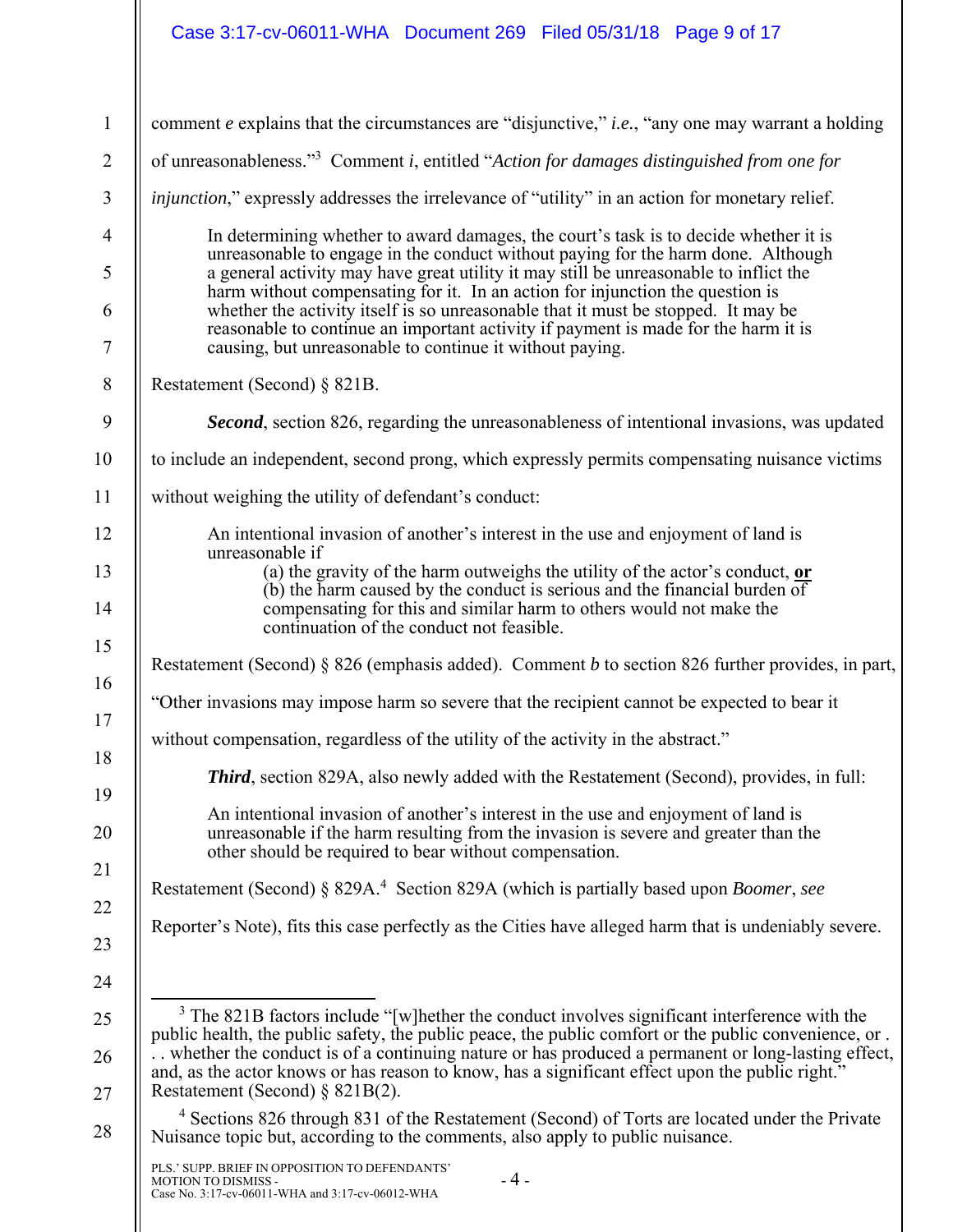comment *e* explains that the circumstances are "disjunctive," *i.e.*, "any one may warrant a holding of unreasonableness."[3] Comment *i*, entitled "*Action for damages distinguished from one for injunction*," expressly addresses the irrelevance of "utility" in an action for monetary relief.

> In determining whether to award damages, the court's task is to decide whether it is unreasonable to engage in the conduct without paying for the harm done. Although a general activity may have great utility it may still be unreasonable to inflict the harm without compensating for it. In an action for injunction the question is whether the activity itself is so unreasonable that it must be stopped. It may be reasonable to continue an important activity if payment is made for the harm it is causing, but unreasonable to continue it without paying.

Restatement (Second) § 821B.

***Second***, section 826, regarding the unreasonableness of intentional invasions, was updated to include an independent, second prong, which expressly permits compensating nuisance victims without weighing the utility of defendant's conduct:

> An intentional invasion of another's interest in the use and enjoyment of land is unreasonable if
>
> (a) the gravity of the harm outweighs the utility of the actor's conduct, ***or***
>
> (b) the harm caused by the conduct is serious and the financial burden of compensating for this and similar harm to others would not make the continuation of the conduct not feasible.

Restatement (Second) § 826 (emphasis added). Comment *b* to section 826 further provides, in part, "Other invasions may impose harm so severe that the recipient cannot be expected to bear it without compensation, regardless of the utility of the activity in the abstract."

***Third***, section 829A, also newly added with the Restatement (Second), provides, in full:

> An intentional invasion of another's interest in the use and enjoyment of land is unreasonable if the harm resulting from the invasion is severe and greater than the other should be required to bear without compensation.

Restatement (Second) § 829A.[4] Section 829A (which is partially based upon *Boomer*, *see* Reporter's Note), fits this case perfectly as the Cities have alleged harm that is undeniably severe.

---

[3] The 821B factors include "[w]hether the conduct involves significant interference with the public health, the public safety, the public peace, the public comfort or the public convenience, or . . . whether the conduct is of a continuing nature or has produced a permanent or long-lasting effect, and, as the actor knows or has reason to know, has a significant effect upon the public right." Restatement (Second) § 821B(2).

[4] Sections 826 through 831 of the Restatement (Second) of Torts are located under the Private Nuisance topic but, according to the comments, also apply to public nuisance.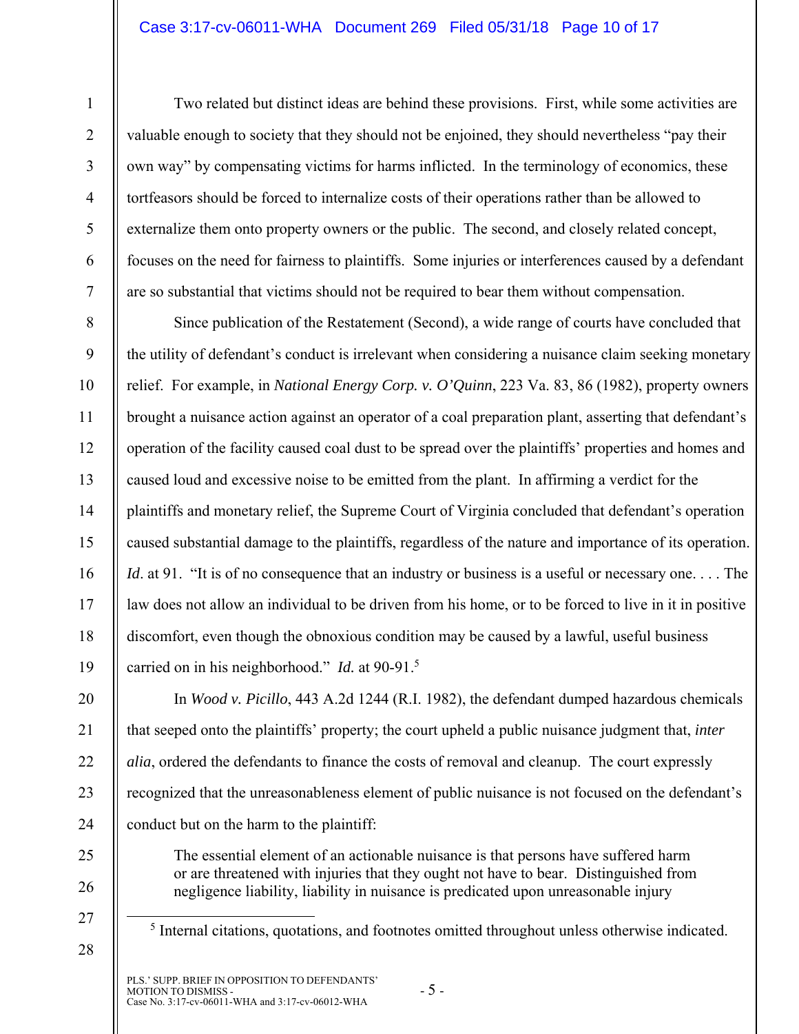Two related but distinct ideas are behind these provisions. First, while some activities are valuable enough to society that they should not be enjoined, they should nevertheless "pay their own way" by compensating victims for harms inflicted. In the terminology of economics, these tortfeasors should be forced to internalize costs of their operations rather than be allowed to externalize them onto property owners or the public. The second, and closely related concept, focuses on the need for fairness to plaintiffs. Some injuries or interferences caused by a defendant are so substantial that victims should not be required to bear them without compensation.

Since publication of the Restatement (Second), a wide range of courts have concluded that the utility of defendant's conduct is irrelevant when considering a nuisance claim seeking monetary relief. For example, in *National Energy Corp. v. O'Quinn*, 223 Va. 83, 86 (1982), property owners brought a nuisance action against an operator of a coal preparation plant, asserting that defendant's operation of the facility caused coal dust to be spread over the plaintiffs' properties and homes and caused loud and excessive noise to be emitted from the plant. In affirming a verdict for the plaintiffs and monetary relief, the Supreme Court of Virginia concluded that defendant's operation caused substantial damage to the plaintiffs, regardless of the nature and importance of its operation. *Id*. at 91. "It is of no consequence that an industry or business is a useful or necessary one. . . . The law does not allow an individual to be driven from his home, or to be forced to live in it in positive discomfort, even though the obnoxious condition may be caused by a lawful, useful business carried on in his neighborhood." *Id.* at 90-91.[5]

In *Wood v. Picillo*, 443 A.2d 1244 (R.I. 1982), the defendant dumped hazardous chemicals that seeped onto the plaintiffs' property; the court upheld a public nuisance judgment that, *inter alia*, ordered the defendants to finance the costs of removal and cleanup. The court expressly recognized that the unreasonableness element of public nuisance is not focused on the defendant's conduct but on the harm to the plaintiff:

> The essential element of an actionable nuisance is that persons have suffered harm or are threatened with injuries that they ought not have to bear. Distinguished from negligence liability, liability in nuisance is predicated upon unreasonable injury

---

[5] Internal citations, quotations, and footnotes omitted throughout unless otherwise indicated.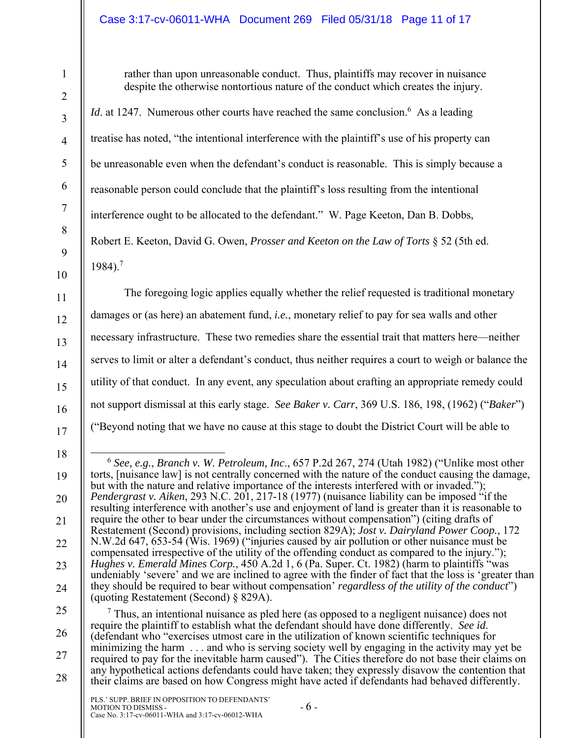> rather than upon unreasonable conduct. Thus, plaintiffs may recover in nuisance despite the otherwise nontortious nature of the conduct which creates the injury.

*Id*. at 1247. Numerous other courts have reached the same conclusion.[6] As a leading treatise has noted, "the intentional interference with the plaintiff's use of his property can be unreasonable even when the defendant's conduct is reasonable. This is simply because a reasonable person could conclude that the plaintiff's loss resulting from the intentional interference ought to be allocated to the defendant." W. Page Keeton, Dan B. Dobbs, Robert E. Keeton, David G. Owen, *Prosser and Keeton on the Law of Torts* § 52 (5th ed. 1984).[7]

The foregoing logic applies equally whether the relief requested is traditional monetary damages or (as here) an abatement fund, *i.e.*, monetary relief to pay for sea walls and other necessary infrastructure. These two remedies share the essential trait that matters here—neither serves to limit or alter a defendant's conduct, thus neither requires a court to weigh or balance the utility of that conduct. In any event, any speculation about crafting an appropriate remedy could not support dismissal at this early stage. *See Baker v. Carr*, 369 U.S. 186, 198, (1962) ("*Baker*") ("Beyond noting that we have no cause at this stage to doubt the District Court will be able to

---

[6] *See, e.g.*, *Branch v. W. Petroleum, Inc.*, 657 P.2d 267, 274 (Utah 1982) ("Unlike most other torts, [nuisance law] is not centrally concerned with the nature of the conduct causing the damage, but with the nature and relative importance of the interests interfered with or invaded."); *Pendergrast v. Aiken*, 293 N.C. 201, 217-18 (1977) (nuisance liability can be imposed "if the resulting interference with another's use and enjoyment of land is greater than it is reasonable to require the other to bear under the circumstances without compensation") (citing drafts of Restatement (Second) provisions, including section 829A); *Jost v. Dairyland Power Coop.*, 172 N.W.2d 647, 653-54 (Wis. 1969) ("injuries caused by air pollution or other nuisance must be compensated irrespective of the utility of the offending conduct as compared to the injury."); *Hughes v. Emerald Mines Corp.*, 450 A.2d 1, 6 (Pa. Super. Ct. 1982) (harm to plaintiffs "was undeniably 'severe' and we are inclined to agree with the finder of fact that the loss is 'greater than they should be required to bear without compensation' *regardless of the utility of the conduct*") (quoting Restatement (Second) § 829A).

[7] Thus, an intentional nuisance as pled here (as opposed to a negligent nuisance) does not require the plaintiff to establish what the defendant should have done differently. *See id*. (defendant who "exercises utmost care in the utilization of known scientific techniques for minimizing the harm . . . and who is serving society well by engaging in the activity may yet be required to pay for the inevitable harm caused"). The Cities therefore do not base their claims on any hypothetical actions defendants could have taken; they expressly disavow the contention that their claims are based on how Congress might have acted if defendants had behaved differently.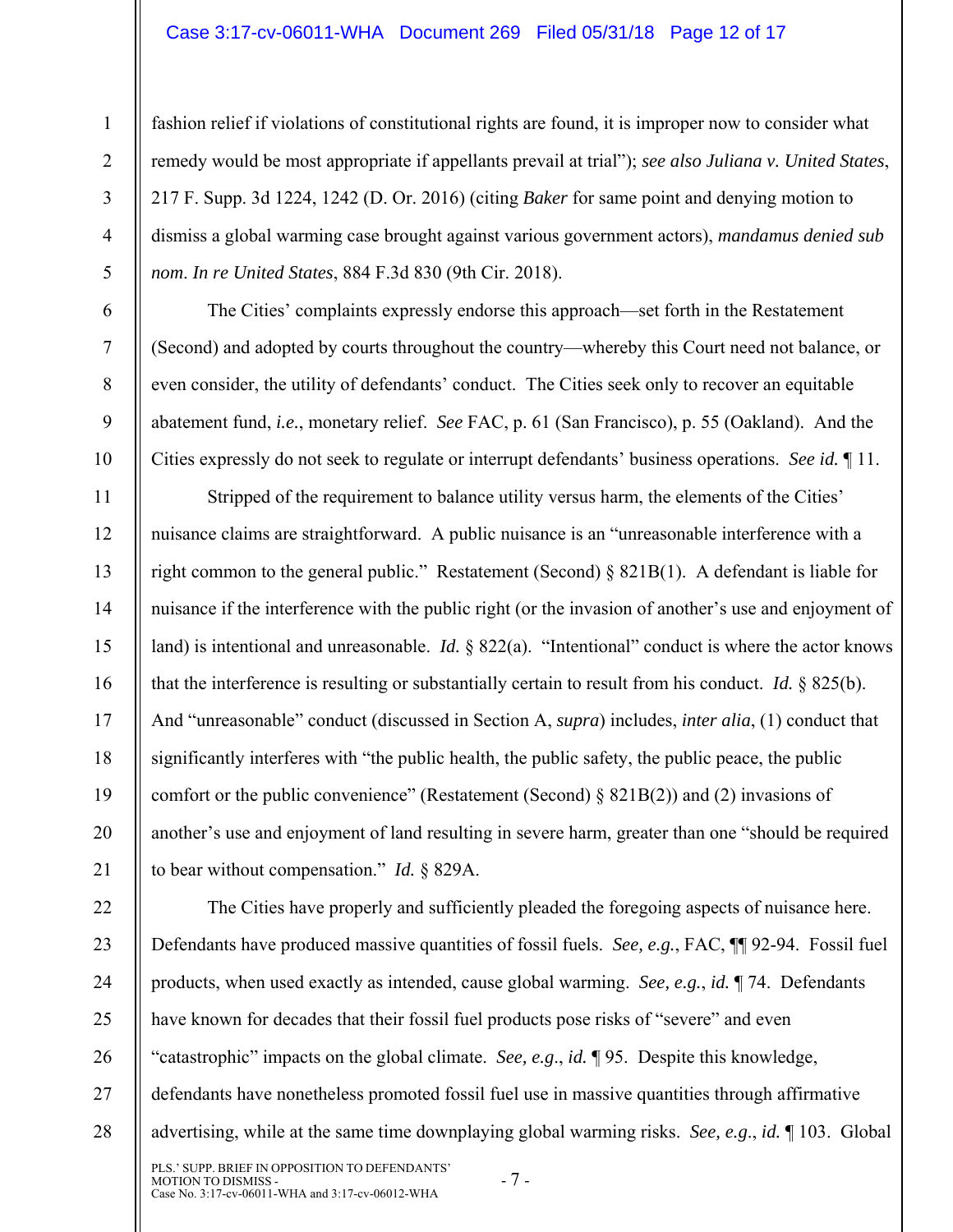fashion relief if violations of constitutional rights are found, it is improper now to consider what remedy would be most appropriate if appellants prevail at trial"); *see also Juliana v. United States*, 217 F. Supp. 3d 1224, 1242 (D. Or. 2016) (citing *Baker* for same point and denying motion to dismiss a global warming case brought against various government actors), *mandamus denied sub nom. In re United States*, 884 F.3d 830 (9th Cir. 2018).

The Cities' complaints expressly endorse this approach—set forth in the Restatement (Second) and adopted by courts throughout the country—whereby this Court need not balance, or even consider, the utility of defendants' conduct. The Cities seek only to recover an equitable abatement fund, *i.e.*, monetary relief. *See* FAC, p. 61 (San Francisco), p. 55 (Oakland). And the Cities expressly do not seek to regulate or interrupt defendants' business operations. *See id.* ¶ 11.

Stripped of the requirement to balance utility versus harm, the elements of the Cities' nuisance claims are straightforward. A public nuisance is an "unreasonable interference with a right common to the general public." Restatement (Second) § 821B(1). A defendant is liable for nuisance if the interference with the public right (or the invasion of another's use and enjoyment of land) is intentional and unreasonable. *Id.* § 822(a). "Intentional" conduct is where the actor knows that the interference is resulting or substantially certain to result from his conduct. *Id.* § 825(b). And "unreasonable" conduct (discussed in Section A, *supra*) includes, *inter alia*, (1) conduct that significantly interferes with "the public health, the public safety, the public peace, the public comfort or the public convenience" (Restatement (Second) § 821B(2)) and (2) invasions of another's use and enjoyment of land resulting in severe harm, greater than one "should be required to bear without compensation." *Id.* § 829A.

The Cities have properly and sufficiently pleaded the foregoing aspects of nuisance here. Defendants have produced massive quantities of fossil fuels. *See, e.g.*, FAC, ¶¶ 92-94. Fossil fuel products, when used exactly as intended, cause global warming. *See, e.g.*, *id.* ¶ 74. Defendants have known for decades that their fossil fuel products pose risks of "severe" and even "catastrophic" impacts on the global climate. *See, e.g.*, *id.* ¶ 95. Despite this knowledge, defendants have nonetheless promoted fossil fuel use in massive quantities through affirmative advertising, while at the same time downplaying global warming risks. *See, e.g.*, *id.* ¶ 103. Global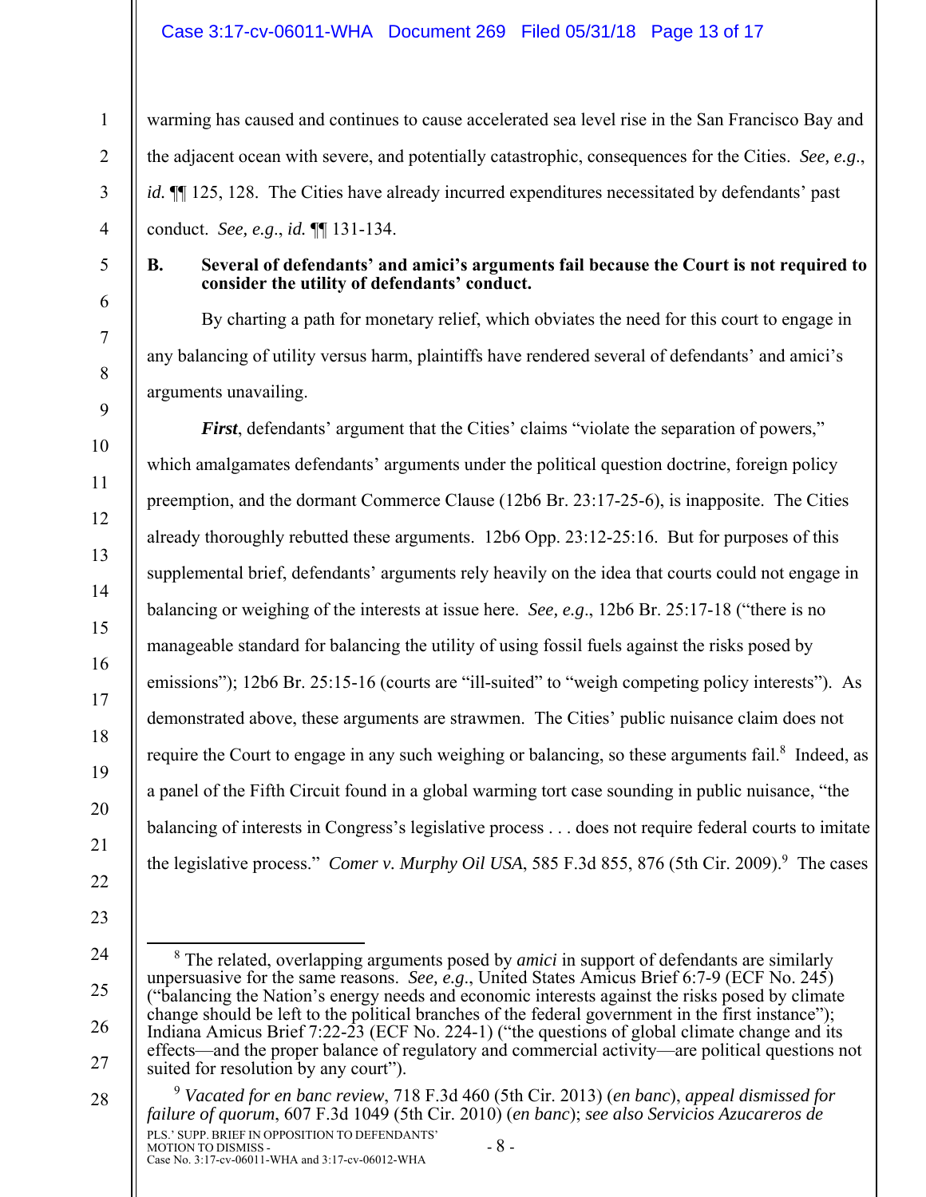warming has caused and continues to cause accelerated sea level rise in the San Francisco Bay and the adjacent ocean with severe, and potentially catastrophic, consequences for the Cities. *See, e.g.*, *id.* ¶¶ 125, 128. The Cities have already incurred expenditures necessitated by defendants' past conduct. *See, e.g.*, *id.* ¶¶ 131-134.

**B. Several of defendants' and amici's arguments fail because the Court is not required to consider the utility of defendants' conduct.**

By charting a path for monetary relief, which obviates the need for this court to engage in any balancing of utility versus harm, plaintiffs have rendered several of defendants' and amici's arguments unavailing.

***First***, defendants' argument that the Cities' claims "violate the separation of powers," which amalgamates defendants' arguments under the political question doctrine, foreign policy preemption, and the dormant Commerce Clause (12b6 Br. 23:17-25-6), is inapposite. The Cities already thoroughly rebutted these arguments. 12b6 Opp. 23:12-25:16. But for purposes of this supplemental brief, defendants' arguments rely heavily on the idea that courts could not engage in balancing or weighing of the interests at issue here. *See, e.g.*, 12b6 Br. 25:17-18 ("there is no manageable standard for balancing the utility of using fossil fuels against the risks posed by emissions"); 12b6 Br. 25:15-16 (courts are "ill-suited" to "weigh competing policy interests"). As demonstrated above, these arguments are strawmen. The Cities' public nuisance claim does not require the Court to engage in any such weighing or balancing, so these arguments fail.[8] Indeed, as a panel of the Fifth Circuit found in a global warming tort case sounding in public nuisance, "the balancing of interests in Congress's legislative process . . . does not require federal courts to imitate the legislative process." *Comer v. Murphy Oil USA*, 585 F.3d 855, 876 (5th Cir. 2009).[9] The cases

---

[8] The related, overlapping arguments posed by *amici* in support of defendants are similarly unpersuasive for the same reasons. *See, e.g.*, United States Amicus Brief 6:7-9 (ECF No. 245) ("balancing the Nation's energy needs and economic interests against the risks posed by climate change should be left to the political branches of the federal government in the first instance"); Indiana Amicus Brief 7:22-23 (ECF No. 224-1) ("the questions of global climate change and its effects—and the proper balance of regulatory and commercial activity—are political questions not suited for resolution by any court").

[9] *Vacated for en banc review*, 718 F.3d 460 (5th Cir. 2013) (*en banc*), *appeal dismissed for failure of quorum*, 607 F.3d 1049 (5th Cir. 2010) (*en banc*); *see also Servicios Azucareros de*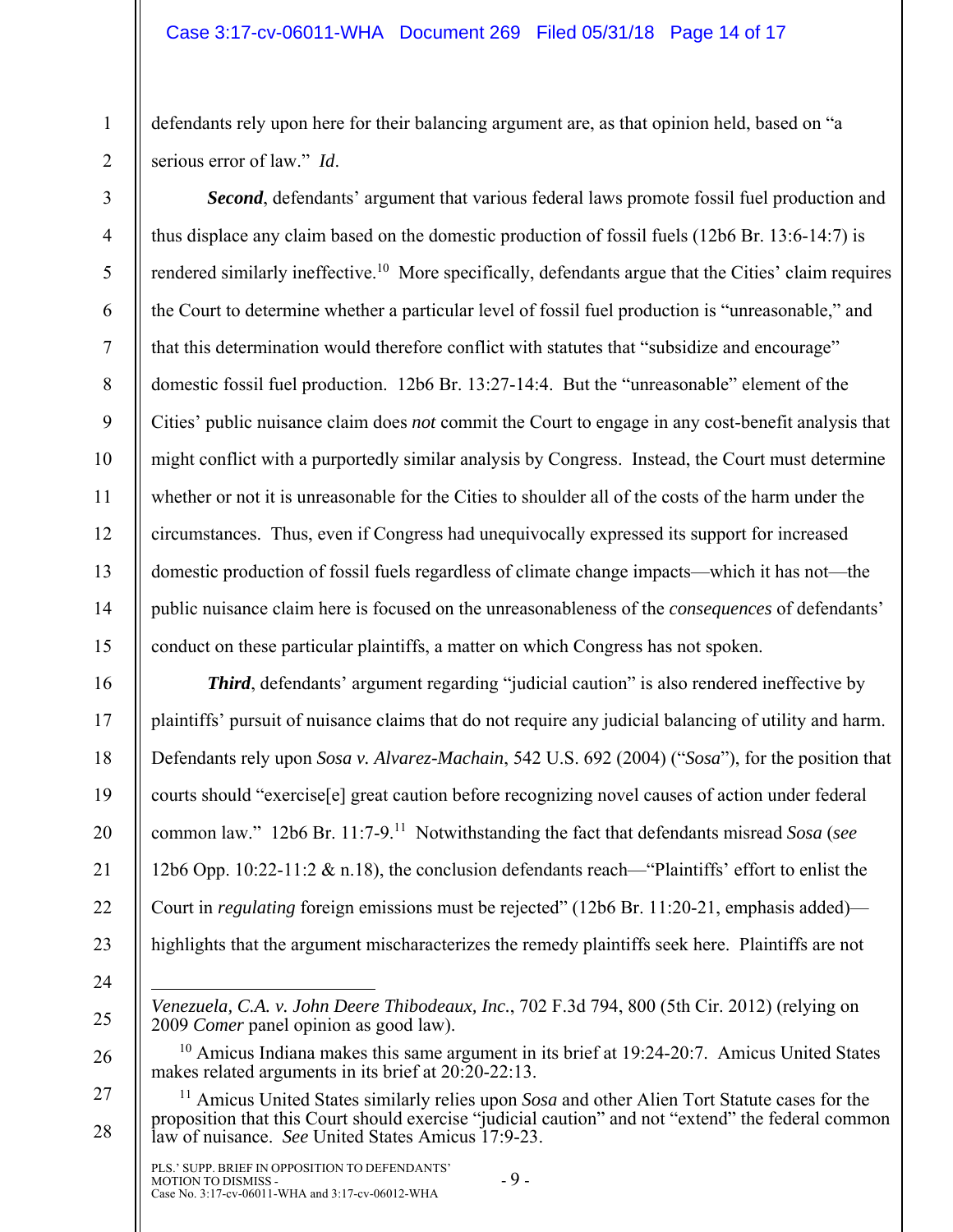defendants rely upon here for their balancing argument are, as that opinion held, based on "a serious error of law." *Id*.

***Second***, defendants' argument that various federal laws promote fossil fuel production and thus displace any claim based on the domestic production of fossil fuels (12b6 Br. 13:6-14:7) is rendered similarly ineffective.[10] More specifically, defendants argue that the Cities' claim requires the Court to determine whether a particular level of fossil fuel production is "unreasonable," and that this determination would therefore conflict with statutes that "subsidize and encourage" domestic fossil fuel production. 12b6 Br. 13:27-14:4. But the "unreasonable" element of the Cities' public nuisance claim does *not* commit the Court to engage in any cost-benefit analysis that might conflict with a purportedly similar analysis by Congress. Instead, the Court must determine whether or not it is unreasonable for the Cities to shoulder all of the costs of the harm under the circumstances. Thus, even if Congress had unequivocally expressed its support for increased domestic production of fossil fuels regardless of climate change impacts—which it has not—the public nuisance claim here is focused on the unreasonableness of the *consequences* of defendants' conduct on these particular plaintiffs, a matter on which Congress has not spoken.

***Third***, defendants' argument regarding "judicial caution" is also rendered ineffective by plaintiffs' pursuit of nuisance claims that do not require any judicial balancing of utility and harm. Defendants rely upon *Sosa v. Alvarez-Machain*, 542 U.S. 692 (2004) ("*Sosa*"), for the position that courts should "exercise[e] great caution before recognizing novel causes of action under federal common law." 12b6 Br. 11:7-9.[11] Notwithstanding the fact that defendants misread *Sosa* (*see* 12b6 Opp. 10:22-11:2 & n.18), the conclusion defendants reach—"Plaintiffs' effort to enlist the Court in *regulating* foreign emissions must be rejected" (12b6 Br. 11:20-21, emphasis added)—highlights that the argument mischaracterizes the remedy plaintiffs seek here. Plaintiffs are not

---

*Venezuela, C.A. v. John Deere Thibodeaux, Inc.*, 702 F.3d 794, 800 (5th Cir. 2012) (relying on 2009 *Comer* panel opinion as good law).

[10] Amicus Indiana makes this same argument in its brief at 19:24-20:7. Amicus United States makes related arguments in its brief at 20:20-22:13.

[11] Amicus United States similarly relies upon *Sosa* and other Alien Tort Statute cases for the proposition that this Court should exercise "judicial caution" and not "extend" the federal common law of nuisance. *See* United States Amicus 17:9-23.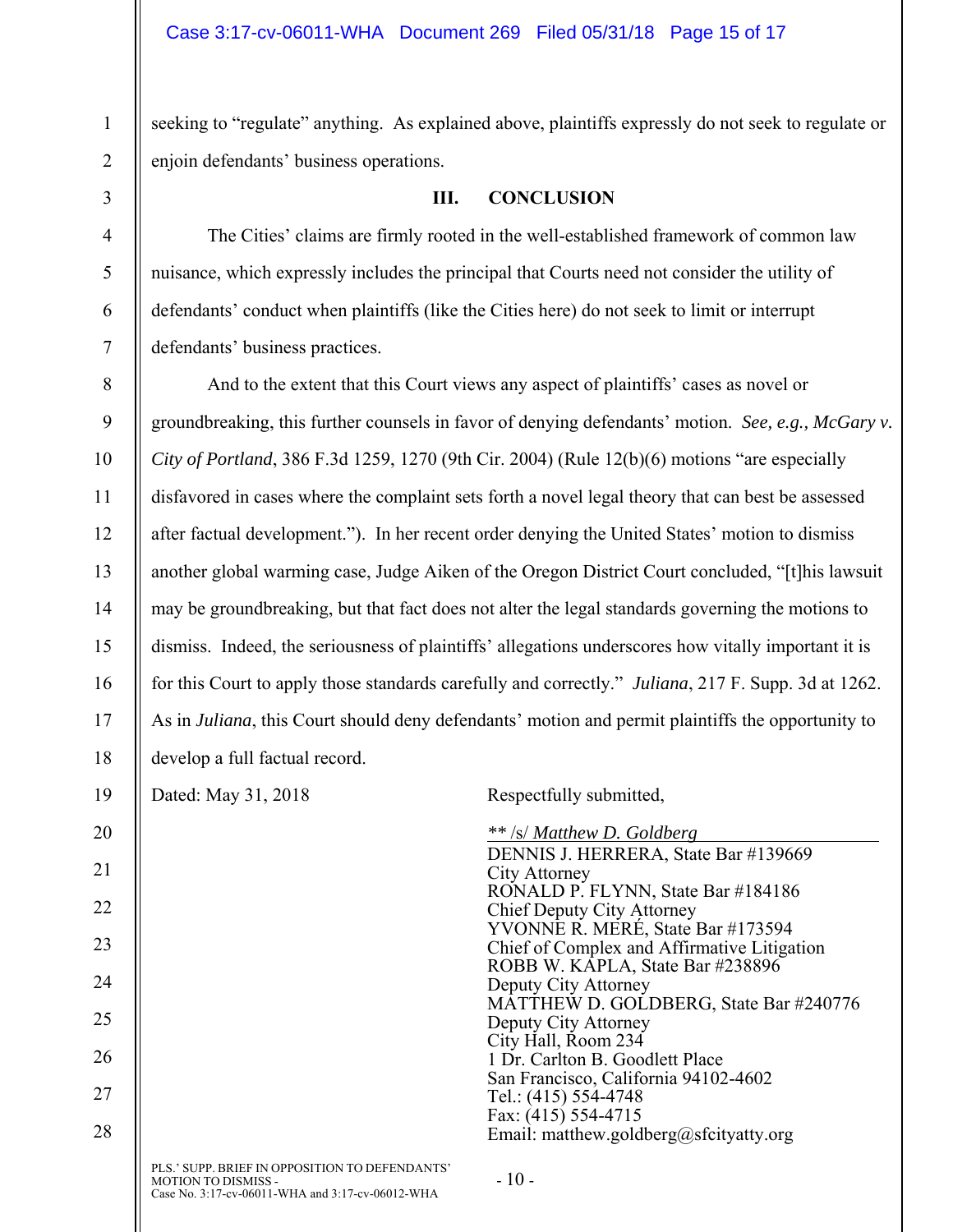seeking to "regulate" anything. As explained above, plaintiffs expressly do not seek to regulate or enjoin defendants' business operations.

### III. CONCLUSION

The Cities' claims are firmly rooted in the well-established framework of common law nuisance, which expressly includes the principal that Courts need not consider the utility of defendants' conduct when plaintiffs (like the Cities here) do not seek to limit or interrupt defendants' business practices.

And to the extent that this Court views any aspect of plaintiffs' cases as novel or groundbreaking, this further counsels in favor of denying defendants' motion. *See, e.g., McGary v. City of Portland*, 386 F.3d 1259, 1270 (9th Cir. 2004) (Rule 12(b)(6) motions "are especially disfavored in cases where the complaint sets forth a novel legal theory that can best be assessed after factual development."). In her recent order denying the United States' motion to dismiss another global warming case, Judge Aiken of the Oregon District Court concluded, "[t]his lawsuit may be groundbreaking, but that fact does not alter the legal standards governing the motions to dismiss. Indeed, the seriousness of plaintiffs' allegations underscores how vitally important it is for this Court to apply those standards carefully and correctly." *Juliana*, 217 F. Supp. 3d at 1262. As in *Juliana*, this Court should deny defendants' motion and permit plaintiffs the opportunity to develop a full factual record.

Dated: May 31, 2018

Respectfully submitted,

** /s/ *Matthew D. Goldberg*
DENNIS J. HERRERA, State Bar #139669
City Attorney
RONALD P. FLYNN, State Bar #184186
Chief Deputy City Attorney
YVONNE R. MERÉ, State Bar #173594
Chief of Complex and Affirmative Litigation
ROBB W. KAPLA, State Bar #238896
Deputy City Attorney
MATTHEW D. GOLDBERG, State Bar #240776
Deputy City Attorney
City Hall, Room 234
1 Dr. Carlton B. Goodlett Place
San Francisco, California 94102-4602
Tel.: (415) 554-4748
Fax: (415) 554-4715
Email: matthew.goldberg@sfcityatty.org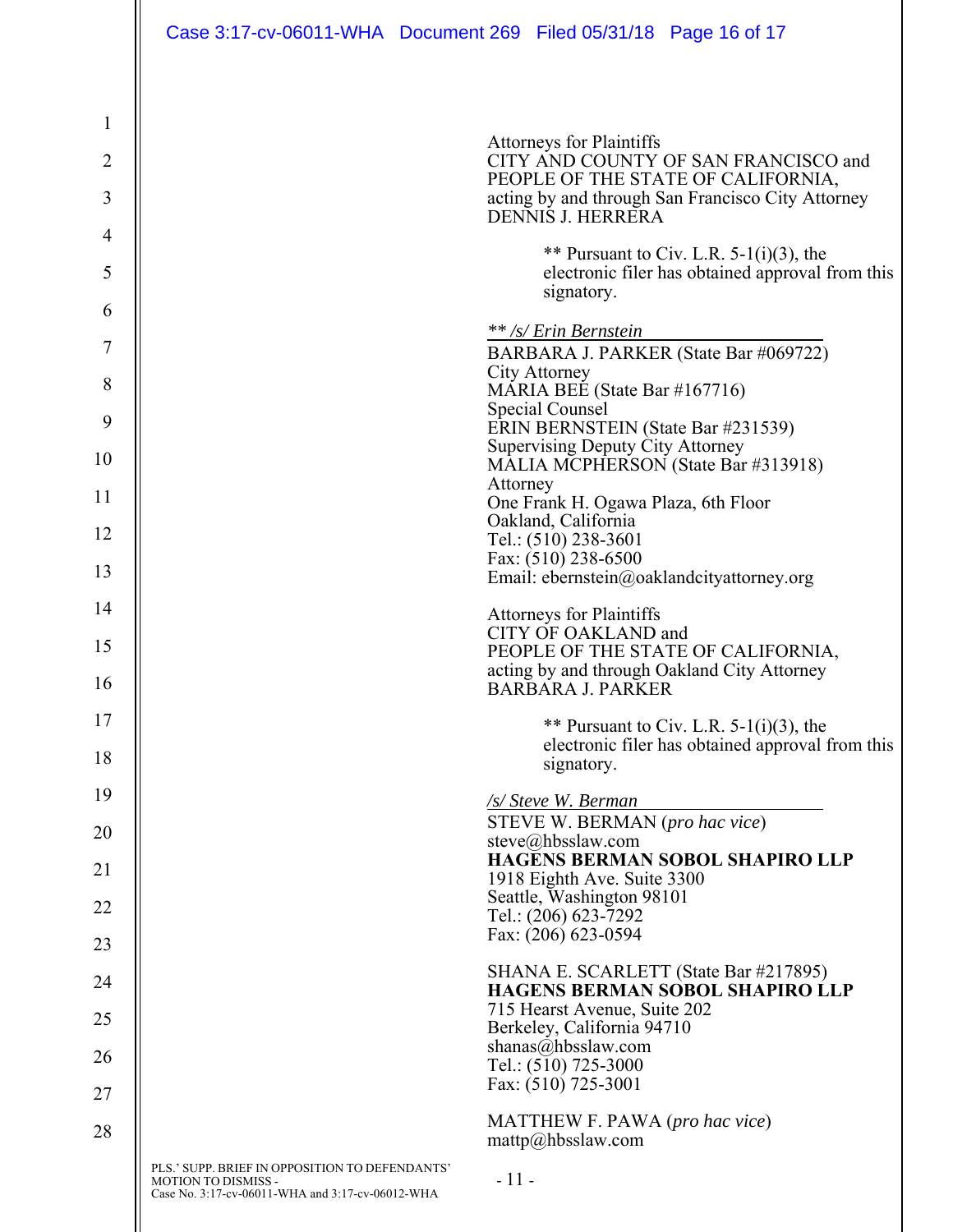Attorneys for Plaintiffs
CITY AND COUNTY OF SAN FRANCISCO and
PEOPLE OF THE STATE OF CALIFORNIA,
acting by and through San Francisco City Attorney
DENNIS J. HERRERA

** Pursuant to Civ. L.R. 5-1(i)(3), the electronic filer has obtained approval from this signatory.

*** /s/ Erin Bernstein*
BARBARA J. PARKER (State Bar #069722)
City Attorney
MARIA BEE (State Bar #167716)
Special Counsel
ERIN BERNSTEIN (State Bar #231539)
Supervising Deputy City Attorney
MALIA MCPHERSON (State Bar #313918)
Attorney
One Frank H. Ogawa Plaza, 6th Floor
Oakland, California
Tel.: (510) 238-3601
Fax: (510) 238-6500
Email: ebernstein@oaklandcityattorney.org

Attorneys for Plaintiffs
CITY OF OAKLAND and
PEOPLE OF THE STATE OF CALIFORNIA,
acting by and through Oakland City Attorney
BARBARA J. PARKER

** Pursuant to Civ. L.R. 5-1(i)(3), the electronic filer has obtained approval from this signatory.

*/s/ Steve W. Berman*
STEVE W. BERMAN (*pro hac vice*)
steve@hbsslaw.com
**HAGENS BERMAN SOBOL SHAPIRO LLP**
1918 Eighth Ave. Suite 3300
Seattle, Washington 98101
Tel.: (206) 623-7292
Fax: (206) 623-0594

SHANA E. SCARLETT (State Bar #217895)
**HAGENS BERMAN SOBOL SHAPIRO LLP**
715 Hearst Avenue, Suite 202
Berkeley, California 94710
shanas@hbsslaw.com
Tel.: (510) 725-3000
Fax: (510) 725-3001

MATTHEW F. PAWA (*pro hac vice*)
mattp@hbsslaw.com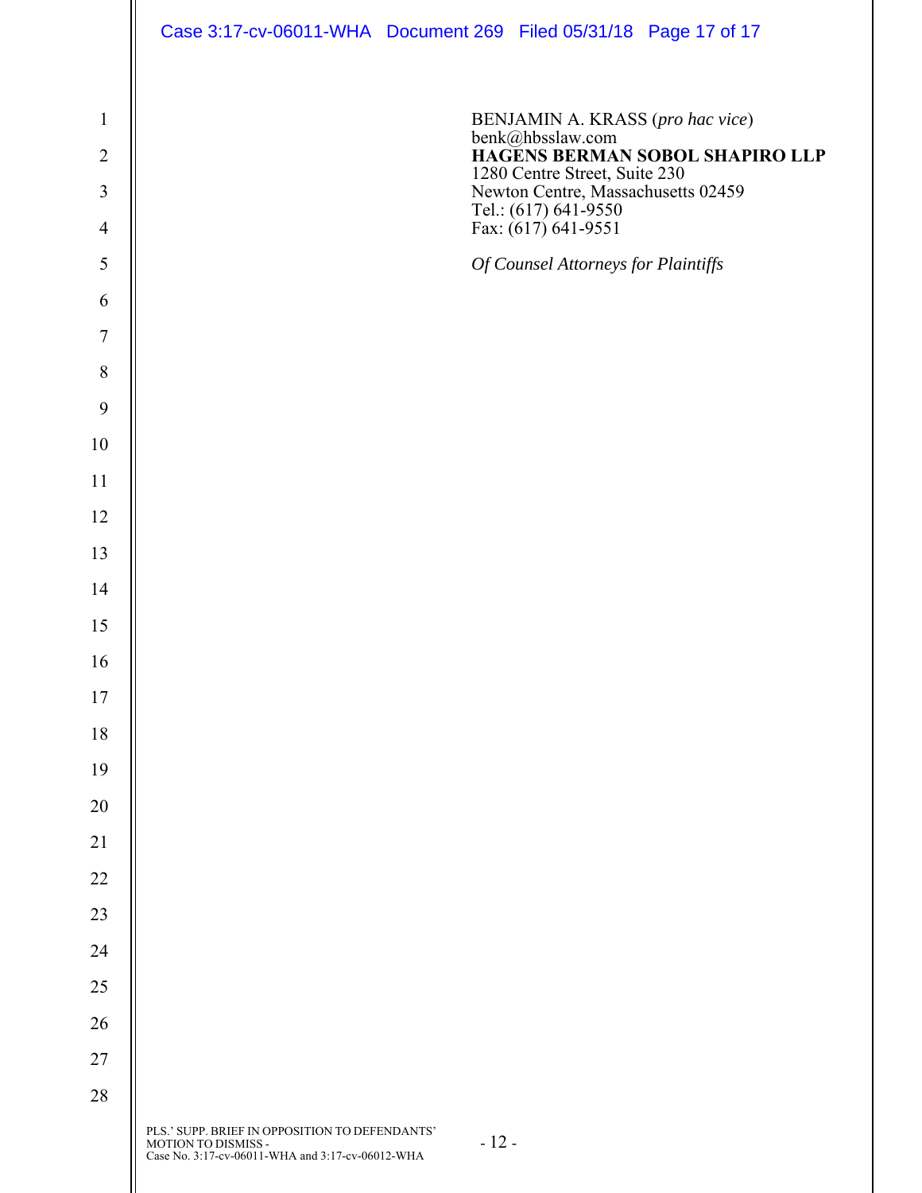BENJAMIN A. KRASS (*pro hac vice*)
benk@hbsslaw.com
**HAGENS BERMAN SOBOL SHAPIRO LLP**
1280 Centre Street, Suite 230
Newton Centre, Massachusetts 02459
Tel.: (617) 641-9550
Fax: (617) 641-9551

*Of Counsel Attorneys for Plaintiffs*